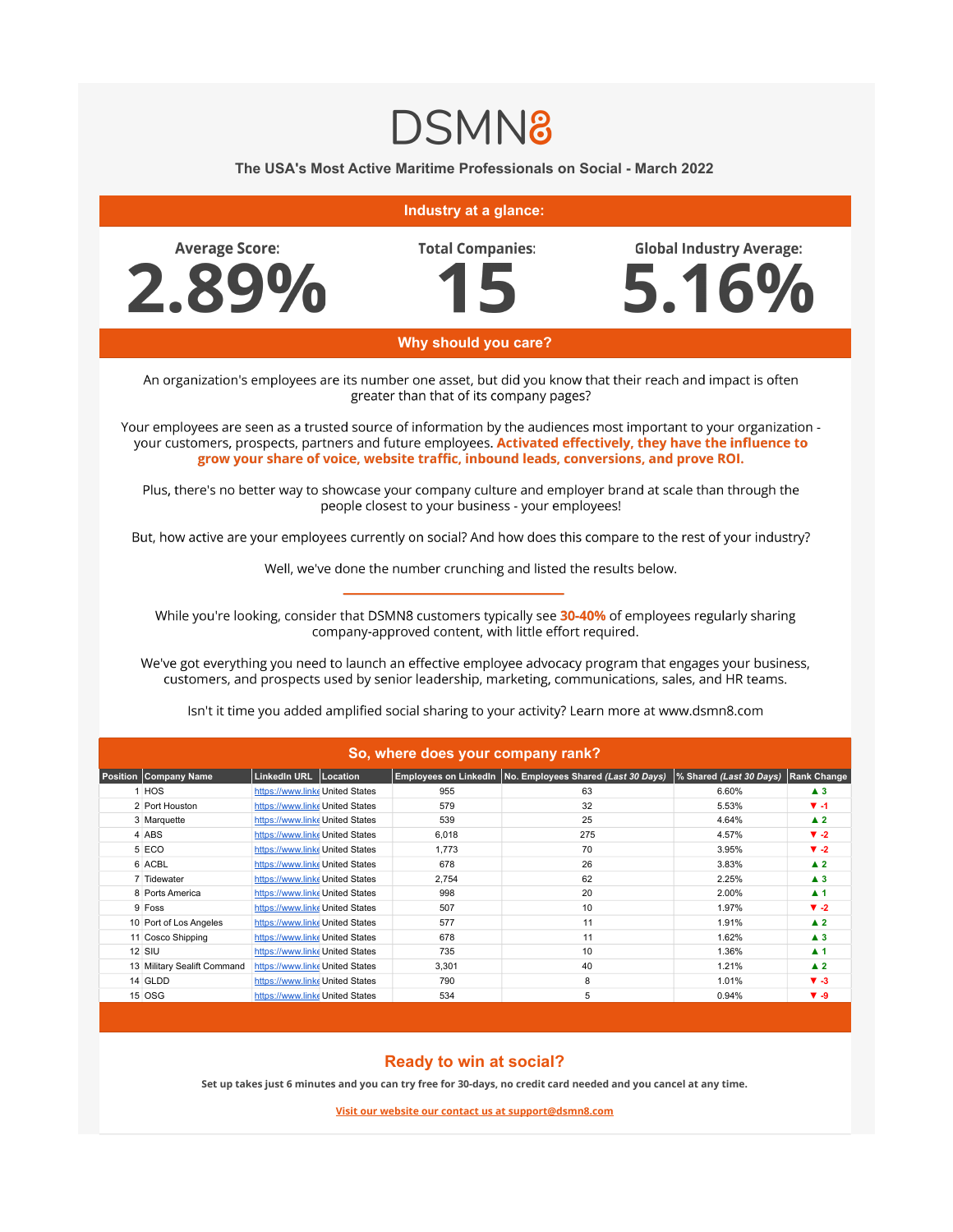# DSMN8

## The USA's Most Active Maritime Professionals on Social - March 2022

### Industry at a glance:

**Average Score:** 2.89%

**Total Companies:** 15

**Global Industry Average:** 5.16%

### Why should you care?

An organization's employees are its number one asset, but did you know that their reach and impact is often greater than that of its company pages?

Your employees are seen as a trusted source of information by the audiences most important to your organization - your customers, prospects, partners and future employees. **Activated effectively, they have the influence to grow your share of voice, website traffic, inbound leads, conversions, and prove ROI.**

Plus, there's no better way to showcase your company culture and employer brand at scale than through the people closest to your business - your employees!

But, how active are your employees currently on social? And how does this compare to the rest of your industry?

Well, we've done the number crunching and listed the results below.

---

While you're looking, consider that DSMN8 customers typically see **30-40%** of employees regularly sharing company-approved content, with little effort required.

We've got everything you need to launch an effective employee advocacy program that engages your business, customers, and prospects used by senior leadership, marketing, communications, sales, and HR teams.

Isn't it time you added amplified social sharing to your activity? Learn more at www.dsmn8.com

### So, where does your company rank?

| Position | Company Name | LinkedIn URL | Location | Employees on LinkedIn | No. Employees Shared *(Last 30 Days)* | % Shared *(Last 30 Days)* | Rank Change |
|---|---|---|---|---|---|---|---|
| 1 | HOS | https://www.linke | United States | 955 | 63 | 6.60% | ▲ 3 |
| 2 | Port Houston | https://www.linke | United States | 579 | 32 | 5.53% | ▼ -1 |
| 3 | Marquette | https://www.linke | United States | 539 | 25 | 4.64% | ▲ 2 |
| 4 | ABS | https://www.linke | United States | 6,018 | 275 | 4.57% | ▼ -2 |
| 5 | ECO | https://www.linke | United States | 1,773 | 70 | 3.95% | ▼ -2 |
| 6 | ACBL | https://www.linke | United States | 678 | 26 | 3.83% | ▲ 2 |
| 7 | Tidewater | https://www.linke | United States | 2,754 | 62 | 2.25% | ▲ 3 |
| 8 | Ports America | https://www.linke | United States | 998 | 20 | 2.00% | ▲ 1 |
| 9 | Foss | https://www.linke | United States | 507 | 10 | 1.97% | ▼ -2 |
| 10 | Port of Los Angeles | https://www.linke | United States | 577 | 11 | 1.91% | ▲ 2 |
| 11 | Cosco Shipping | https://www.linke | United States | 678 | 11 | 1.62% | ▲ 3 |
| 12 | SIU | https://www.linke | United States | 735 | 10 | 1.36% | ▲ 1 |
| 13 | Military Sealift Command | https://www.linke | United States | 3,301 | 40 | 1.21% | ▲ 2 |
| 14 | GLDD | https://www.linke | United States | 790 | 8 | 1.01% | ▼ -3 |
| 15 | OSG | https://www.linke | United States | 534 | 5 | 0.94% | ▼ -9 |

## Ready to win at social?

**Set up takes just 6 minutes and you can try free for 30-days, no credit card needed and you cancel at any time.**

Visit our website our contact us at support@dsmn8.com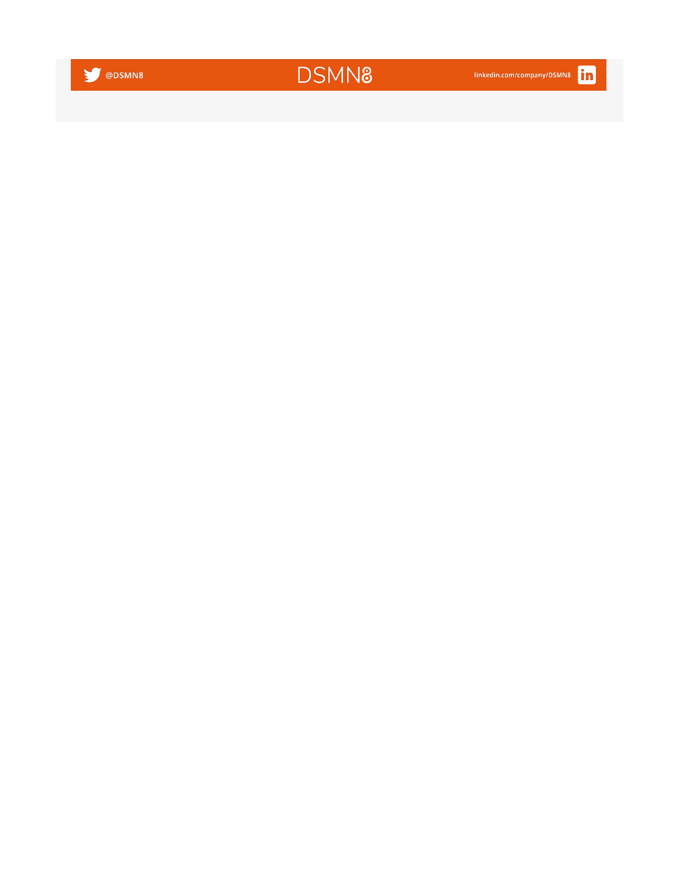@DSMN8

DSMN8

linkedin.com/company/DSMN8